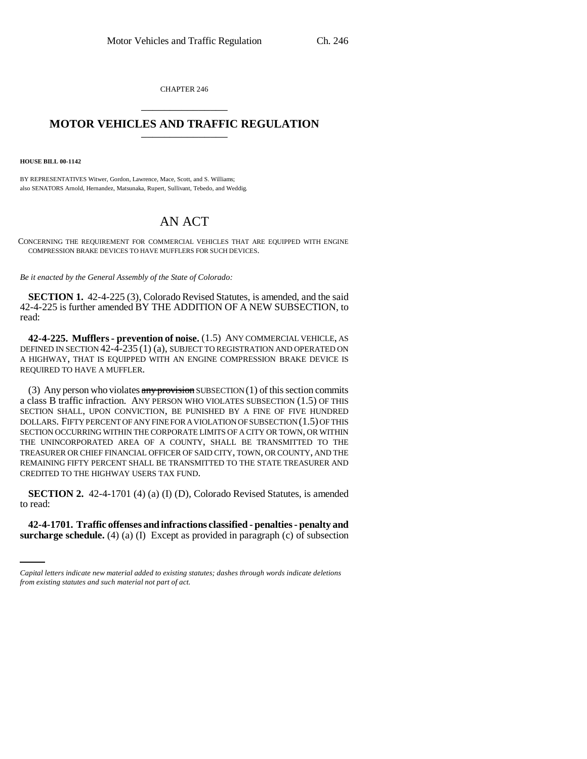CHAPTER 246

# MOTOR VEHICLES AND TRAFFIC REGULATION

**HOUSE BILL 00-1142**

BY REPRESENTATIVES Witwer, Gordon, Lawrence, Mace, Scott, and S. Williams;
also SENATORS Arnold, Hernandez, Matsunaka, Rupert, Sullivant, Tebedo, and Weddig.

## AN ACT

CONCERNING THE REQUIREMENT FOR COMMERCIAL VEHICLES THAT ARE EQUIPPED WITH ENGINE COMPRESSION BRAKE DEVICES TO HAVE MUFFLERS FOR SUCH DEVICES.

*Be it enacted by the General Assembly of the State of Colorado:*

**SECTION 1.** 42-4-225 (3), Colorado Revised Statutes, is amended, and the said 42-4-225 is further amended BY THE ADDITION OF A NEW SUBSECTION, to read:

**42-4-225. Mufflers - prevention of noise.** (1.5) ANY COMMERCIAL VEHICLE, AS DEFINED IN SECTION 42-4-235 (1) (a), SUBJECT TO REGISTRATION AND OPERATED ON A HIGHWAY, THAT IS EQUIPPED WITH AN ENGINE COMPRESSION BRAKE DEVICE IS REQUIRED TO HAVE A MUFFLER.

(3) Any person who violates ~~any provision~~ SUBSECTION (1) of this section commits a class B traffic infraction. ANY PERSON WHO VIOLATES SUBSECTION (1.5) OF THIS SECTION SHALL, UPON CONVICTION, BE PUNISHED BY A FINE OF FIVE HUNDRED DOLLARS. FIFTY PERCENT OF ANY FINE FOR A VIOLATION OF SUBSECTION (1.5) OF THIS SECTION OCCURRING WITHIN THE CORPORATE LIMITS OF A CITY OR TOWN, OR WITHIN THE UNINCORPORATED AREA OF A COUNTY, SHALL BE TRANSMITTED TO THE TREASURER OR CHIEF FINANCIAL OFFICER OF SAID CITY, TOWN, OR COUNTY, AND THE REMAINING FIFTY PERCENT SHALL BE TRANSMITTED TO THE STATE TREASURER AND CREDITED TO THE HIGHWAY USERS TAX FUND.

**SECTION 2.** 42-4-1701 (4) (a) (I) (D), Colorado Revised Statutes, is amended to read:

**42-4-1701. Traffic offenses and infractions classified - penalties - penalty and surcharge schedule.** (4) (a) (I) Except as provided in paragraph (c) of subsection

*Capital letters indicate new material added to existing statutes; dashes through words indicate deletions from existing statutes and such material not part of act.*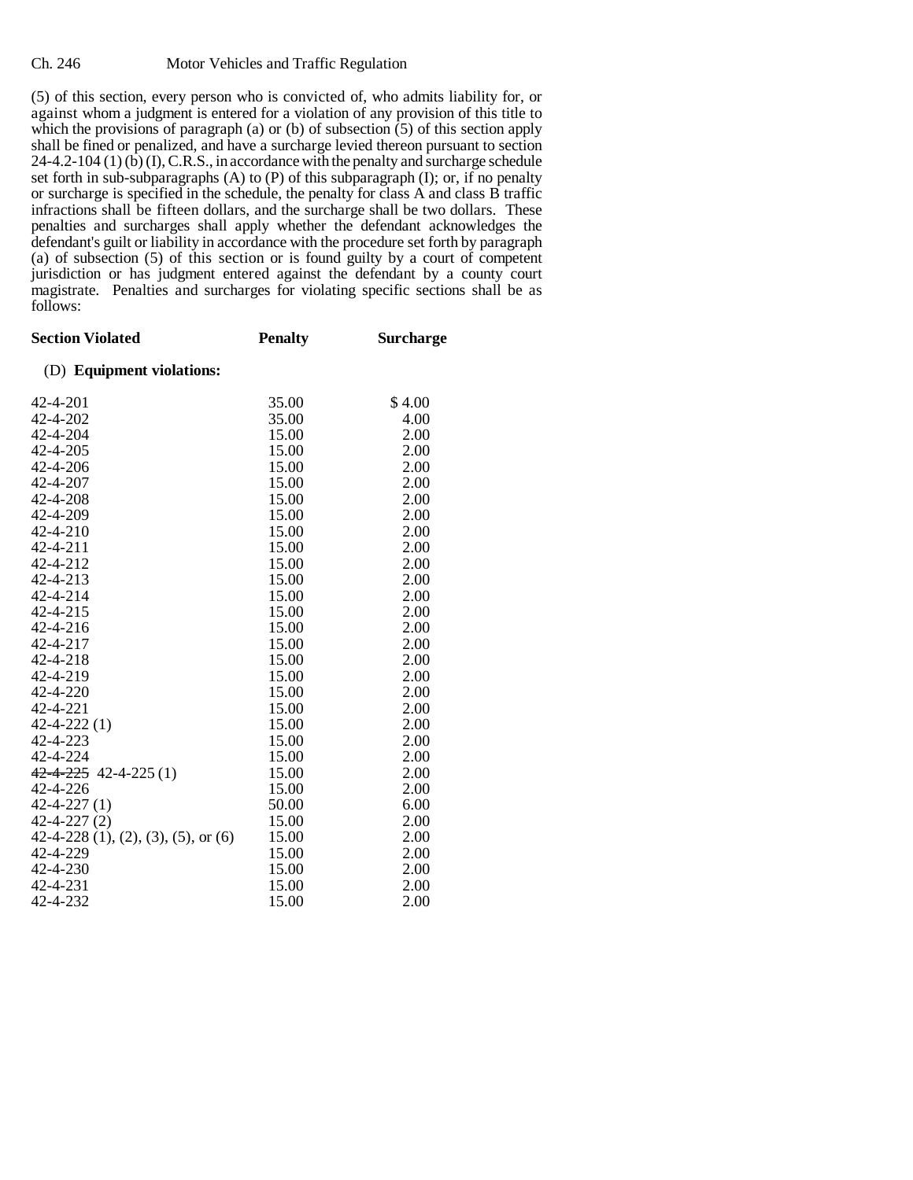(5) of this section, every person who is convicted of, who admits liability for, or against whom a judgment is entered for a violation of any provision of this title to which the provisions of paragraph (a) or (b) of subsection (5) of this section apply shall be fined or penalized, and have a surcharge levied thereon pursuant to section 24-4.2-104 (1) (b) (I), C.R.S., in accordance with the penalty and surcharge schedule set forth in sub-subparagraphs (A) to (P) of this subparagraph (I); or, if no penalty or surcharge is specified in the schedule, the penalty for class A and class B traffic infractions shall be fifteen dollars, and the surcharge shall be two dollars. These penalties and surcharges shall apply whether the defendant acknowledges the defendant's guilt or liability in accordance with the procedure set forth by paragraph (a) of subsection (5) of this section or is found guilty by a court of competent jurisdiction or has judgment entered against the defendant by a county court magistrate. Penalties and surcharges for violating specific sections shall be as follows:

| Section Violated | Penalty | Surcharge |
|---|---|---|
| (D) **Equipment violations:** | | |
| 42-4-201 | 35.00 | $ 4.00 |
| 42-4-202 | 35.00 | 4.00 |
| 42-4-204 | 15.00 | 2.00 |
| 42-4-205 | 15.00 | 2.00 |
| 42-4-206 | 15.00 | 2.00 |
| 42-4-207 | 15.00 | 2.00 |
| 42-4-208 | 15.00 | 2.00 |
| 42-4-209 | 15.00 | 2.00 |
| 42-4-210 | 15.00 | 2.00 |
| 42-4-211 | 15.00 | 2.00 |
| 42-4-212 | 15.00 | 2.00 |
| 42-4-213 | 15.00 | 2.00 |
| 42-4-214 | 15.00 | 2.00 |
| 42-4-215 | 15.00 | 2.00 |
| 42-4-216 | 15.00 | 2.00 |
| 42-4-217 | 15.00 | 2.00 |
| 42-4-218 | 15.00 | 2.00 |
| 42-4-219 | 15.00 | 2.00 |
| 42-4-220 | 15.00 | 2.00 |
| 42-4-221 | 15.00 | 2.00 |
| 42-4-222 (1) | 15.00 | 2.00 |
| 42-4-223 | 15.00 | 2.00 |
| 42-4-224 | 15.00 | 2.00 |
| ~~42-4-225~~ 42-4-225 (1) | 15.00 | 2.00 |
| 42-4-226 | 15.00 | 2.00 |
| 42-4-227 (1) | 50.00 | 6.00 |
| 42-4-227 (2) | 15.00 | 2.00 |
| 42-4-228 (1), (2), (3), (5), or (6) | 15.00 | 2.00 |
| 42-4-229 | 15.00 | 2.00 |
| 42-4-230 | 15.00 | 2.00 |
| 42-4-231 | 15.00 | 2.00 |
| 42-4-232 | 15.00 | 2.00 |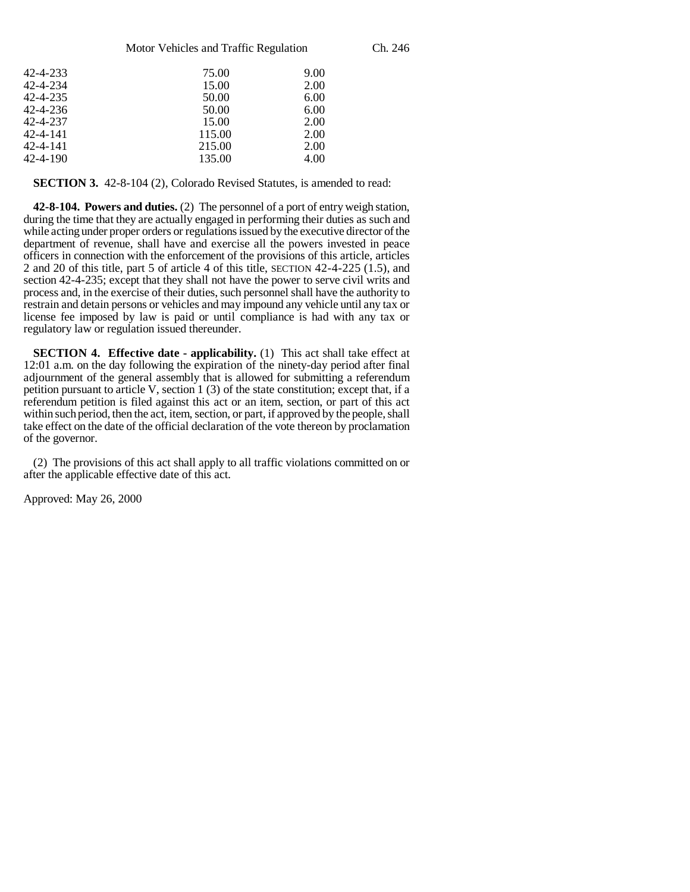| | | |
|---|---|---|
| 42-4-233 | 75.00 | 9.00 |
| 42-4-234 | 15.00 | 2.00 |
| 42-4-235 | 50.00 | 6.00 |
| 42-4-236 | 50.00 | 6.00 |
| 42-4-237 | 15.00 | 2.00 |
| 42-4-141 | 115.00 | 2.00 |
| 42-4-141 | 215.00 | 2.00 |
| 42-4-190 | 135.00 | 4.00 |

**SECTION 3.** 42-8-104 (2), Colorado Revised Statutes, is amended to read:

**42-8-104. Powers and duties.** (2) The personnel of a port of entry weigh station, during the time that they are actually engaged in performing their duties as such and while acting under proper orders or regulations issued by the executive director of the department of revenue, shall have and exercise all the powers invested in peace officers in connection with the enforcement of the provisions of this article, articles 2 and 20 of this title, part 5 of article 4 of this title, SECTION 42-4-225 (1.5), and section 42-4-235; except that they shall not have the power to serve civil writs and process and, in the exercise of their duties, such personnel shall have the authority to restrain and detain persons or vehicles and may impound any vehicle until any tax or license fee imposed by law is paid or until compliance is had with any tax or regulatory law or regulation issued thereunder.

**SECTION 4. Effective date - applicability.** (1) This act shall take effect at 12:01 a.m. on the day following the expiration of the ninety-day period after final adjournment of the general assembly that is allowed for submitting a referendum petition pursuant to article V, section 1 (3) of the state constitution; except that, if a referendum petition is filed against this act or an item, section, or part of this act within such period, then the act, item, section, or part, if approved by the people, shall take effect on the date of the official declaration of the vote thereon by proclamation of the governor.

(2) The provisions of this act shall apply to all traffic violations committed on or after the applicable effective date of this act.

Approved: May 26, 2000